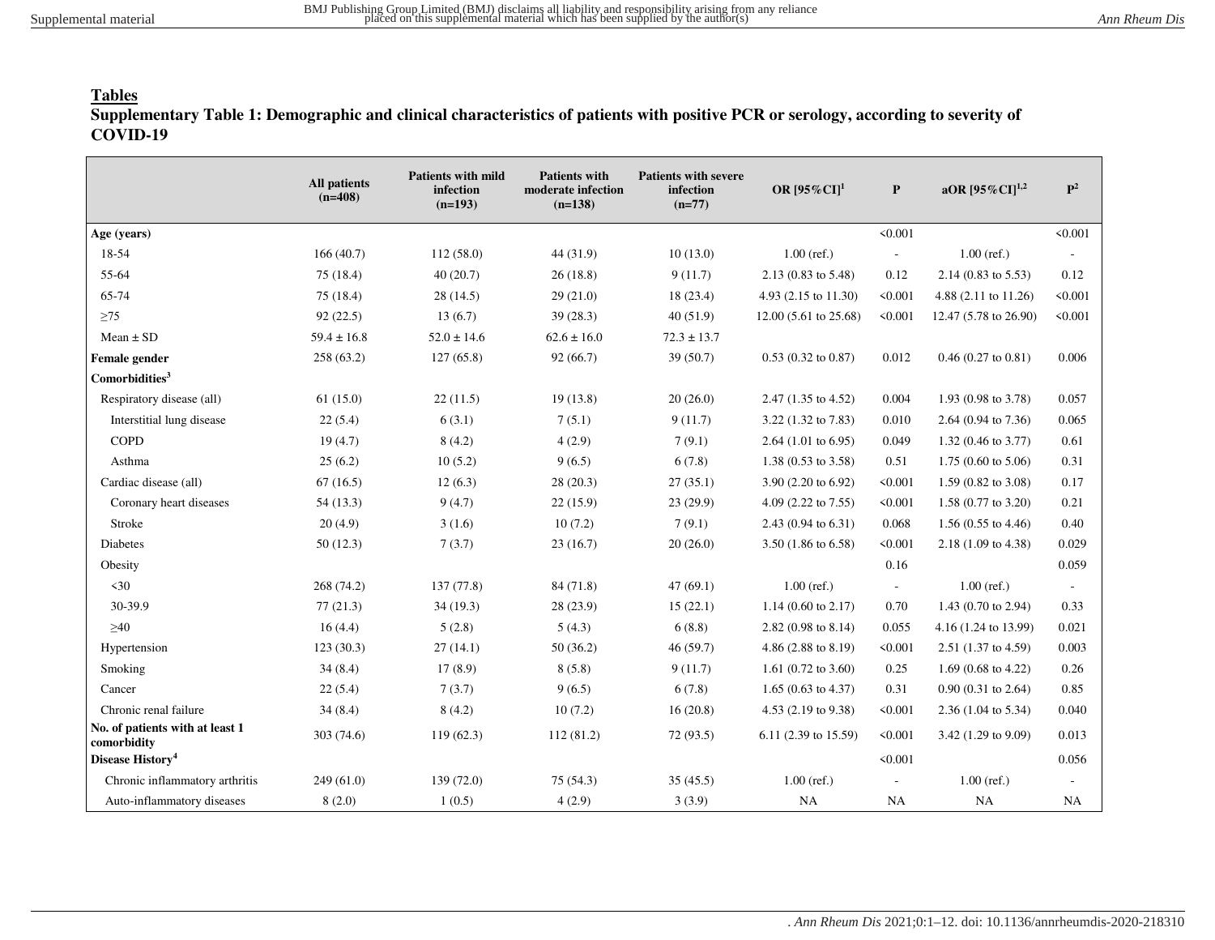## Tables

**Supplementary Table 1: Demographic and clinical characteristics of patients with positive PCR or serology, according to severity of COVID-19**

| | All patients (n=408) | Patients with mild infection (n=193) | Patients with moderate infection (n=138) | Patients with severe infection (n=77) | OR [95%CI][1] | P | aOR [95%CI][1,2] | P[2] |
|---|---|---|---|---|---|---|---|---|
| **Age (years)** | | | | | | <0.001 | | <0.001 |
| 18-54 | 166 (40.7) | 112 (58.0) | 44 (31.9) | 10 (13.0) | 1.00 (ref.) | - | 1.00 (ref.) | - |
| 55-64 | 75 (18.4) | 40 (20.7) | 26 (18.8) | 9 (11.7) | 2.13 (0.83 to 5.48) | 0.12 | 2.14 (0.83 to 5.53) | 0.12 |
| 65-74 | 75 (18.4) | 28 (14.5) | 29 (21.0) | 18 (23.4) | 4.93 (2.15 to 11.30) | <0.001 | 4.88 (2.11 to 11.26) | <0.001 |
| ≥75 | 92 (22.5) | 13 (6.7) | 39 (28.3) | 40 (51.9) | 12.00 (5.61 to 25.68) | <0.001 | 12.47 (5.78 to 26.90) | <0.001 |
| Mean ± SD | 59.4 ± 16.8 | 52.0 ± 14.6 | 62.6 ± 16.0 | 72.3 ± 13.7 | | | | |
| **Female gender** | 258 (63.2) | 127 (65.8) | 92 (66.7) | 39 (50.7) | 0.53 (0.32 to 0.87) | 0.012 | 0.46 (0.27 to 0.81) | 0.006 |
| **Comorbidities[3]** | | | | | | | | |
| Respiratory disease (all) | 61 (15.0) | 22 (11.5) | 19 (13.8) | 20 (26.0) | 2.47 (1.35 to 4.52) | 0.004 | 1.93 (0.98 to 3.78) | 0.057 |
| Interstitial lung disease | 22 (5.4) | 6 (3.1) | 7 (5.1) | 9 (11.7) | 3.22 (1.32 to 7.83) | 0.010 | 2.64 (0.94 to 7.36) | 0.065 |
| COPD | 19 (4.7) | 8 (4.2) | 4 (2.9) | 7 (9.1) | 2.64 (1.01 to 6.95) | 0.049 | 1.32 (0.46 to 3.77) | 0.61 |
| Asthma | 25 (6.2) | 10 (5.2) | 9 (6.5) | 6 (7.8) | 1.38 (0.53 to 3.58) | 0.51 | 1.75 (0.60 to 5.06) | 0.31 |
| Cardiac disease (all) | 67 (16.5) | 12 (6.3) | 28 (20.3) | 27 (35.1) | 3.90 (2.20 to 6.92) | <0.001 | 1.59 (0.82 to 3.08) | 0.17 |
| Coronary heart diseases | 54 (13.3) | 9 (4.7) | 22 (15.9) | 23 (29.9) | 4.09 (2.22 to 7.55) | <0.001 | 1.58 (0.77 to 3.20) | 0.21 |
| Stroke | 20 (4.9) | 3 (1.6) | 10 (7.2) | 7 (9.1) | 2.43 (0.94 to 6.31) | 0.068 | 1.56 (0.55 to 4.46) | 0.40 |
| Diabetes | 50 (12.3) | 7 (3.7) | 23 (16.7) | 20 (26.0) | 3.50 (1.86 to 6.58) | <0.001 | 2.18 (1.09 to 4.38) | 0.029 |
| Obesity | | | | | | 0.16 | | 0.059 |
| <30 | 268 (74.2) | 137 (77.8) | 84 (71.8) | 47 (69.1) | 1.00 (ref.) | - | 1.00 (ref.) | - |
| 30-39.9 | 77 (21.3) | 34 (19.3) | 28 (23.9) | 15 (22.1) | 1.14 (0.60 to 2.17) | 0.70 | 1.43 (0.70 to 2.94) | 0.33 |
| ≥40 | 16 (4.4) | 5 (2.8) | 5 (4.3) | 6 (8.8) | 2.82 (0.98 to 8.14) | 0.055 | 4.16 (1.24 to 13.99) | 0.021 |
| Hypertension | 123 (30.3) | 27 (14.1) | 50 (36.2) | 46 (59.7) | 4.86 (2.88 to 8.19) | <0.001 | 2.51 (1.37 to 4.59) | 0.003 |
| Smoking | 34 (8.4) | 17 (8.9) | 8 (5.8) | 9 (11.7) | 1.61 (0.72 to 3.60) | 0.25 | 1.69 (0.68 to 4.22) | 0.26 |
| Cancer | 22 (5.4) | 7 (3.7) | 9 (6.5) | 6 (7.8) | 1.65 (0.63 to 4.37) | 0.31 | 0.90 (0.31 to 2.64) | 0.85 |
| Chronic renal failure | 34 (8.4) | 8 (4.2) | 10 (7.2) | 16 (20.8) | 4.53 (2.19 to 9.38) | <0.001 | 2.36 (1.04 to 5.34) | 0.040 |
| **No. of patients with at least 1 comorbidity** | 303 (74.6) | 119 (62.3) | 112 (81.2) | 72 (93.5) | 6.11 (2.39 to 15.59) | <0.001 | 3.42 (1.29 to 9.09) | 0.013 |
| **Disease History[4]** | | | | | | <0.001 | | 0.056 |
| Chronic inflammatory arthritis | 249 (61.0) | 139 (72.0) | 75 (54.3) | 35 (45.5) | 1.00 (ref.) | - | 1.00 (ref.) | - |
| Auto-inflammatory diseases | 8 (2.0) | 1 (0.5) | 4 (2.9) | 3 (3.9) | NA | NA | NA | NA |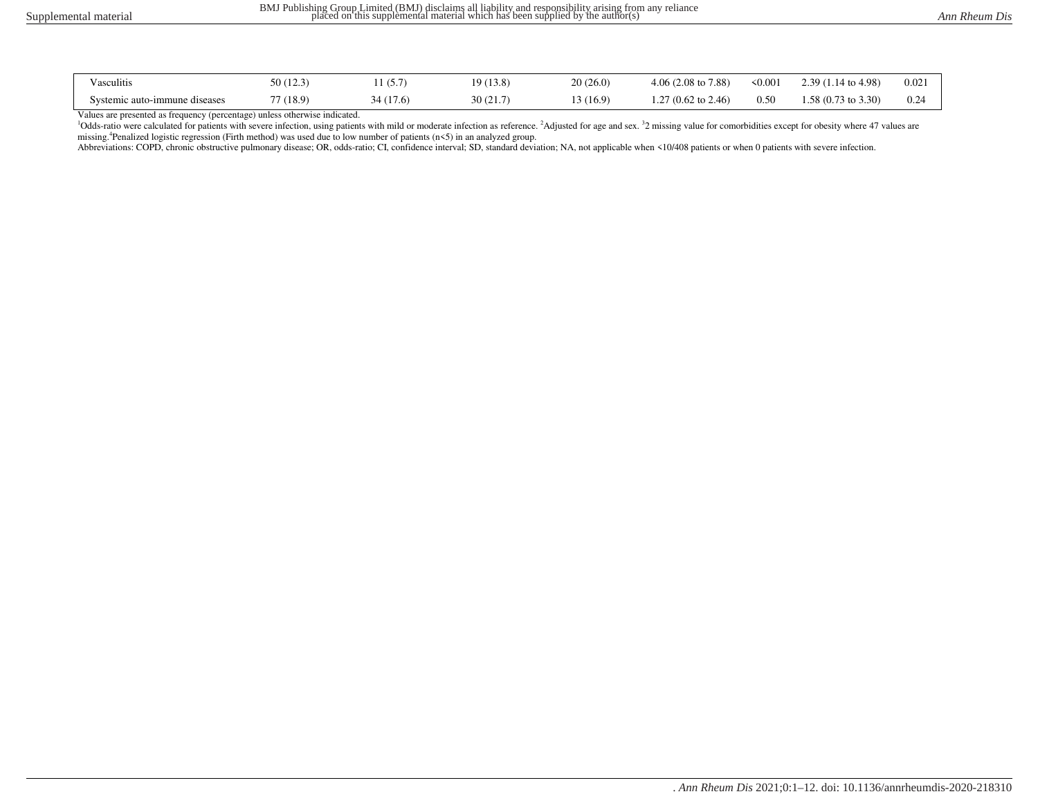| | | | | | | | | |
|---|---|---|---|---|---|---|---|---|
| Vasculitis | 50 (12.3) | 11 (5.7) | 19 (13.8) | 20 (26.0) | 4.06 (2.08 to 7.88) | <0.001 | 2.39 (1.14 to 4.98) | 0.021 |
| Systemic auto-immune diseases | 77 (18.9) | 34 (17.6) | 30 (21.7) | 13 (16.9) | 1.27 (0.62 to 2.46) | 0.50 | 1.58 (0.73 to 3.30) | 0.24 |

Values are presented as frequency (percentage) unless otherwise indicated.

[1]Odds-ratio were calculated for patients with severe infection, using patients with mild or moderate infection as reference. [2]Adjusted for age and sex. [3]2 missing value for comorbidities except for obesity where 47 values are missing.[4]Penalized logistic regression (Firth method) was used due to low number of patients (n<5) in an analyzed group.

Abbreviations: COPD, chronic obstructive pulmonary disease; OR, odds-ratio; CI, confidence interval; SD, standard deviation; NA, not applicable when <10/408 patients or when 0 patients with severe infection.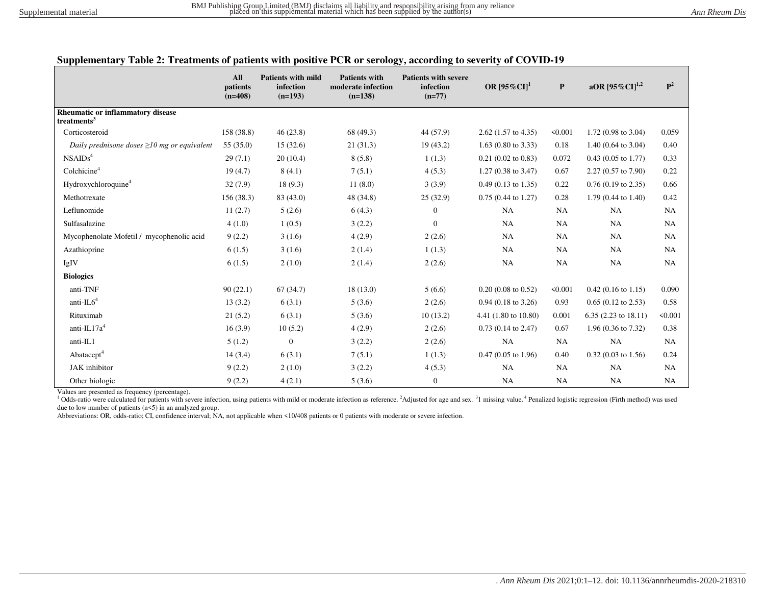**Supplementary Table 2: Treatments of patients with positive PCR or serology, according to severity of COVID-19**

| | All patients (n=408) | Patients with mild infection (n=193) | Patients with moderate infection (n=138) | Patients with severe infection (n=77) | OR [95%CI][1] | P | aOR [95%CI][1,2] | P[2] |
|---|---|---|---|---|---|---|---|---|
| **Rheumatic or inflammatory disease treatments[3]** | | | | | | | | |
| Corticosteroid | 158 (38.8) | 46 (23.8) | 68 (49.3) | 44 (57.9) | 2.62 (1.57 to 4.35) | <0.001 | 1.72 (0.98 to 3.04) | 0.059 |
| *Daily prednisone doses ≥10 mg or equivalent* | 55 (35.0) | 15 (32.6) | 21 (31.3) | 19 (43.2) | 1.63 (0.80 to 3.33) | 0.18 | 1.40 (0.64 to 3.04) | 0.40 |
| NSAIDs[4] | 29 (7.1) | 20 (10.4) | 8 (5.8) | 1 (1.3) | 0.21 (0.02 to 0.83) | 0.072 | 0.43 (0.05 to 1.77) | 0.33 |
| Colchicine[4] | 19 (4.7) | 8 (4.1) | 7 (5.1) | 4 (5.3) | 1.27 (0.38 to 3.47) | 0.67 | 2.27 (0.57 to 7.90) | 0.22 |
| Hydroxychloroquine[4] | 32 (7.9) | 18 (9.3) | 11 (8.0) | 3 (3.9) | 0.49 (0.13 to 1.35) | 0.22 | 0.76 (0.19 to 2.35) | 0.66 |
| Methotrexate | 156 (38.3) | 83 (43.0) | 48 (34.8) | 25 (32.9) | 0.75 (0.44 to 1.27) | 0.28 | 1.79 (0.44 to 1.40) | 0.42 |
| Leflunomide | 11 (2.7) | 5 (2.6) | 6 (4.3) | 0 | NA | NA | NA | NA |
| Sulfasalazine | 4 (1.0) | 1 (0.5) | 3 (2.2) | 0 | NA | NA | NA | NA |
| Mycophenolate Mofetil / mycophenolic acid | 9 (2.2) | 3 (1.6) | 4 (2.9) | 2 (2.6) | NA | NA | NA | NA |
| Azathioprine | 6 (1.5) | 3 (1.6) | 2 (1.4) | 1 (1.3) | NA | NA | NA | NA |
| IgIV | 6 (1.5) | 2 (1.0) | 2 (1.4) | 2 (2.6) | NA | NA | NA | NA |
| **Biologics** | | | | | | | | |
| anti-TNF | 90 (22.1) | 67 (34.7) | 18 (13.0) | 5 (6.6) | 0.20 (0.08 to 0.52) | <0.001 | 0.42 (0.16 to 1.15) | 0.090 |
| anti-IL6[4] | 13 (3.2) | 6 (3.1) | 5 (3.6) | 2 (2.6) | 0.94 (0.18 to 3.26) | 0.93 | 0.65 (0.12 to 2.53) | 0.58 |
| Rituximab | 21 (5.2) | 6 (3.1) | 5 (3.6) | 10 (13.2) | 4.41 (1.80 to 10.80) | 0.001 | 6.35 (2.23 to 18.11) | <0.001 |
| anti-IL17a[4] | 16 (3.9) | 10 (5.2) | 4 (2.9) | 2 (2.6) | 0.73 (0.14 to 2.47) | 0.67 | 1.96 (0.36 to 7.32) | 0.38 |
| anti-IL1 | 5 (1.2) | 0 | 3 (2.2) | 2 (2.6) | NA | NA | NA | NA |
| Abatacept[4] | 14 (3.4) | 6 (3.1) | 7 (5.1) | 1 (1.3) | 0.47 (0.05 to 1.96) | 0.40 | 0.32 (0.03 to 1.56) | 0.24 |
| JAK inhibitor | 9 (2.2) | 2 (1.0) | 3 (2.2) | 4 (5.3) | NA | NA | NA | NA |
| Other biologic | 9 (2.2) | 4 (2.1) | 5 (3.6) | 0 | NA | NA | NA | NA |

Values are presented as frequency (percentage).
[1] Odds-ratio were calculated for patients with severe infection, using patients with mild or moderate infection as reference. [2]Adjusted for age and sex. [3]1 missing value. [4] Penalized logistic regression (Firth method) was used due to low number of patients (n<5) in an analyzed group.
Abbreviations: OR, odds-ratio; CI, confidence interval; NA, not applicable when <10/408 patients or 0 patients with moderate or severe infection.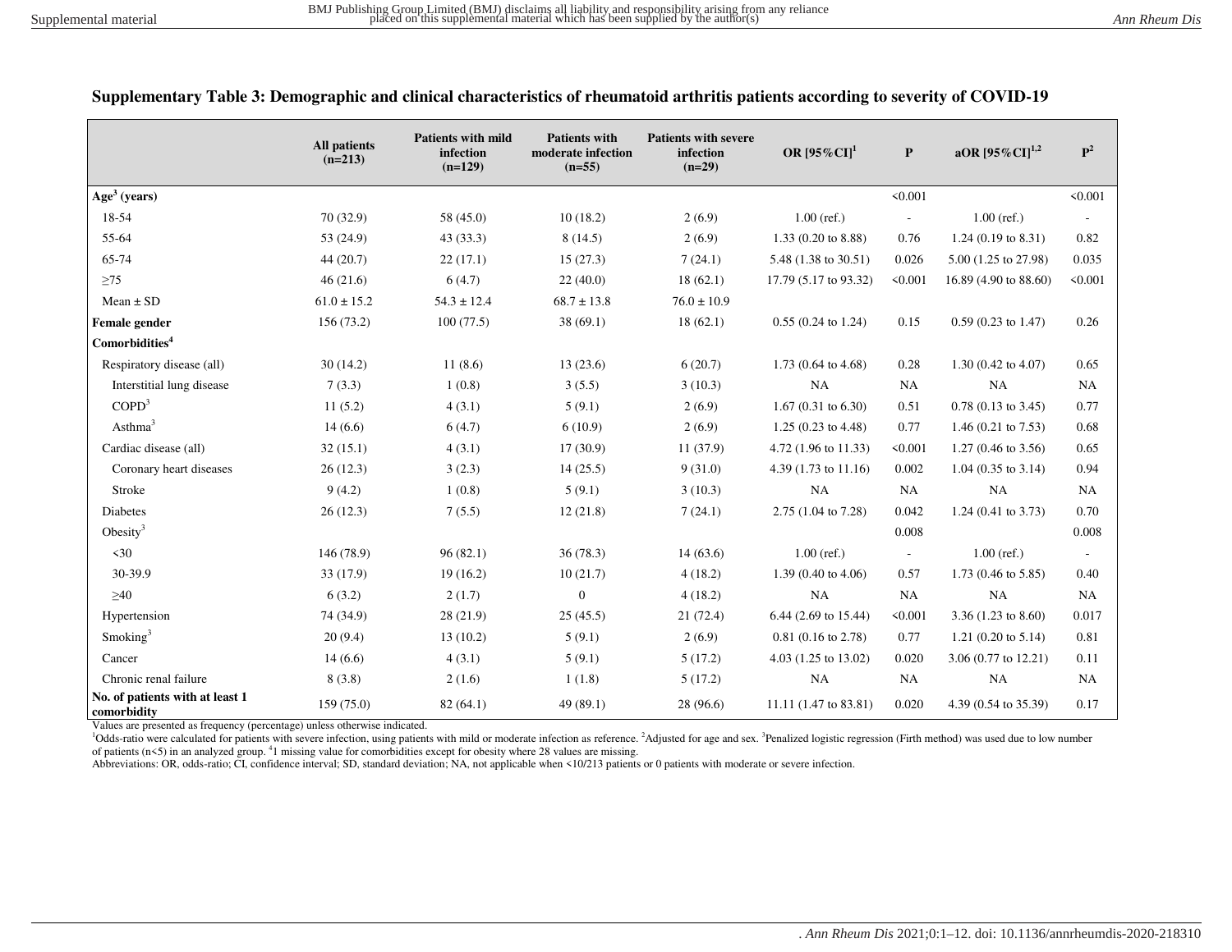**Supplementary Table 3: Demographic and clinical characteristics of rheumatoid arthritis patients according to severity of COVID-19**

| | All patients (n=213) | Patients with mild infection (n=129) | Patients with moderate infection (n=55) | Patients with severe infection (n=29) | OR [95%CI][1] | P | aOR [95%CI][1,2] | P[2] |
|---|---|---|---|---|---|---|---|---|
| **Age[3] (years)** | | | | | | <0.001 | | <0.001 |
| 18-54 | 70 (32.9) | 58 (45.0) | 10 (18.2) | 2 (6.9) | 1.00 (ref.) | - | 1.00 (ref.) | - |
| 55-64 | 53 (24.9) | 43 (33.3) | 8 (14.5) | 2 (6.9) | 1.33 (0.20 to 8.88) | 0.76 | 1.24 (0.19 to 8.31) | 0.82 |
| 65-74 | 44 (20.7) | 22 (17.1) | 15 (27.3) | 7 (24.1) | 5.48 (1.38 to 30.51) | 0.026 | 5.00 (1.25 to 27.98) | 0.035 |
| ≥75 | 46 (21.6) | 6 (4.7) | 22 (40.0) | 18 (62.1) | 17.79 (5.17 to 93.32) | <0.001 | 16.89 (4.90 to 88.60) | <0.001 |
| Mean ± SD | 61.0 ± 15.2 | 54.3 ± 12.4 | 68.7 ± 13.8 | 76.0 ± 10.9 | | | | |
| **Female gender** | 156 (73.2) | 100 (77.5) | 38 (69.1) | 18 (62.1) | 0.55 (0.24 to 1.24) | 0.15 | 0.59 (0.23 to 1.47) | 0.26 |
| **Comorbidities[4]** | | | | | | | | |
| Respiratory disease (all) | 30 (14.2) | 11 (8.6) | 13 (23.6) | 6 (20.7) | 1.73 (0.64 to 4.68) | 0.28 | 1.30 (0.42 to 4.07) | 0.65 |
| Interstitial lung disease | 7 (3.3) | 1 (0.8) | 3 (5.5) | 3 (10.3) | NA | NA | NA | NA |
| COPD[3] | 11 (5.2) | 4 (3.1) | 5 (9.1) | 2 (6.9) | 1.67 (0.31 to 6.30) | 0.51 | 0.78 (0.13 to 3.45) | 0.77 |
| Asthma[3] | 14 (6.6) | 6 (4.7) | 6 (10.9) | 2 (6.9) | 1.25 (0.23 to 4.48) | 0.77 | 1.46 (0.21 to 7.53) | 0.68 |
| Cardiac disease (all) | 32 (15.1) | 4 (3.1) | 17 (30.9) | 11 (37.9) | 4.72 (1.96 to 11.33) | <0.001 | 1.27 (0.46 to 3.56) | 0.65 |
| Coronary heart diseases | 26 (12.3) | 3 (2.3) | 14 (25.5) | 9 (31.0) | 4.39 (1.73 to 11.16) | 0.002 | 1.04 (0.35 to 3.14) | 0.94 |
| Stroke | 9 (4.2) | 1 (0.8) | 5 (9.1) | 3 (10.3) | NA | NA | NA | NA |
| Diabetes | 26 (12.3) | 7 (5.5) | 12 (21.8) | 7 (24.1) | 2.75 (1.04 to 7.28) | 0.042 | 1.24 (0.41 to 3.73) | 0.70 |
| Obesity[3] | | | | | | 0.008 | | 0.008 |
| <30 | 146 (78.9) | 96 (82.1) | 36 (78.3) | 14 (63.6) | 1.00 (ref.) | - | 1.00 (ref.) | - |
| 30-39.9 | 33 (17.9) | 19 (16.2) | 10 (21.7) | 4 (18.2) | 1.39 (0.40 to 4.06) | 0.57 | 1.73 (0.46 to 5.85) | 0.40 |
| ≥40 | 6 (3.2) | 2 (1.7) | 0 | 4 (18.2) | NA | NA | NA | NA |
| Hypertension | 74 (34.9) | 28 (21.9) | 25 (45.5) | 21 (72.4) | 6.44 (2.69 to 15.44) | <0.001 | 3.36 (1.23 to 8.60) | 0.017 |
| Smoking[3] | 20 (9.4) | 13 (10.2) | 5 (9.1) | 2 (6.9) | 0.81 (0.16 to 2.78) | 0.77 | 1.21 (0.20 to 5.14) | 0.81 |
| Cancer | 14 (6.6) | 4 (3.1) | 5 (9.1) | 5 (17.2) | 4.03 (1.25 to 13.02) | 0.020 | 3.06 (0.77 to 12.21) | 0.11 |
| Chronic renal failure | 8 (3.8) | 2 (1.6) | 1 (1.8) | 5 (17.2) | NA | NA | NA | NA |
| **No. of patients with at least 1 comorbidity** | 159 (75.0) | 82 (64.1) | 49 (89.1) | 28 (96.6) | 11.11 (1.47 to 83.81) | 0.020 | 4.39 (0.54 to 35.39) | 0.17 |

Values are presented as frequency (percentage) unless otherwise indicated.
[1]Odds-ratio were calculated for patients with severe infection, using patients with mild or moderate infection as reference. [2]Adjusted for age and sex. [3]Penalized logistic regression (Firth method) was used due to low number of patients (n<5) in an analyzed group. [4]1 missing value for comorbidities except for obesity where 28 values are missing.
Abbreviations: OR, odds-ratio; CI, confidence interval; SD, standard deviation; NA, not applicable when <10/213 patients or 0 patients with moderate or severe infection.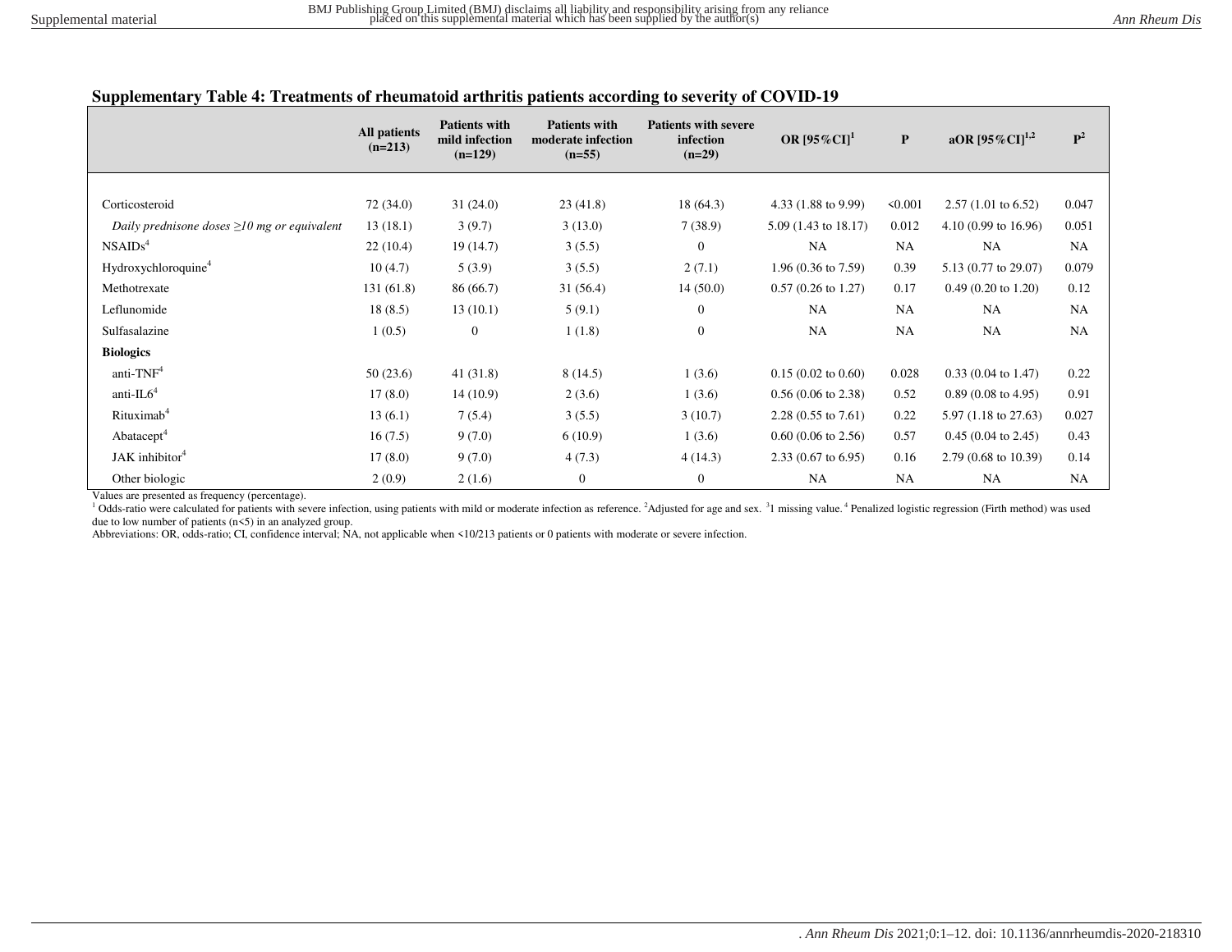**Supplementary Table 4: Treatments of rheumatoid arthritis patients according to severity of COVID-19**

| | All patients (n=213) | Patients with mild infection (n=129) | Patients with moderate infection (n=55) | Patients with severe infection (n=29) | OR [95%CI][1] | P | aOR [95%CI][1,2] | P[2] |
|---|---|---|---|---|---|---|---|---|
| Corticosteroid | 72 (34.0) | 31 (24.0) | 23 (41.8) | 18 (64.3) | 4.33 (1.88 to 9.99) | <0.001 | 2.57 (1.01 to 6.52) | 0.047 |
| *Daily prednisone doses ≥10 mg or equivalent* | 13 (18.1) | 3 (9.7) | 3 (13.0) | 7 (38.9) | 5.09 (1.43 to 18.17) | 0.012 | 4.10 (0.99 to 16.96) | 0.051 |
| NSAIDs[4] | 22 (10.4) | 19 (14.7) | 3 (5.5) | 0 | NA | NA | NA | NA |
| Hydroxychloroquine[4] | 10 (4.7) | 5 (3.9) | 3 (5.5) | 2 (7.1) | 1.96 (0.36 to 7.59) | 0.39 | 5.13 (0.77 to 29.07) | 0.079 |
| Methotrexate | 131 (61.8) | 86 (66.7) | 31 (56.4) | 14 (50.0) | 0.57 (0.26 to 1.27) | 0.17 | 0.49 (0.20 to 1.20) | 0.12 |
| Leflunomide | 18 (8.5) | 13 (10.1) | 5 (9.1) | 0 | NA | NA | NA | NA |
| Sulfasalazine | 1 (0.5) | 0 | 1 (1.8) | 0 | NA | NA | NA | NA |
| **Biologics** | | | | | | | | |
| anti-TNF[4] | 50 (23.6) | 41 (31.8) | 8 (14.5) | 1 (3.6) | 0.15 (0.02 to 0.60) | 0.028 | 0.33 (0.04 to 1.47) | 0.22 |
| anti-IL6[4] | 17 (8.0) | 14 (10.9) | 2 (3.6) | 1 (3.6) | 0.56 (0.06 to 2.38) | 0.52 | 0.89 (0.08 to 4.95) | 0.91 |
| Rituximab[4] | 13 (6.1) | 7 (5.4) | 3 (5.5) | 3 (10.7) | 2.28 (0.55 to 7.61) | 0.22 | 5.97 (1.18 to 27.63) | 0.027 |
| Abatacept[4] | 16 (7.5) | 9 (7.0) | 6 (10.9) | 1 (3.6) | 0.60 (0.06 to 2.56) | 0.57 | 0.45 (0.04 to 2.45) | 0.43 |
| JAK inhibitor[4] | 17 (8.0) | 9 (7.0) | 4 (7.3) | 4 (14.3) | 2.33 (0.67 to 6.95) | 0.16 | 2.79 (0.68 to 10.39) | 0.14 |
| Other biologic | 2 (0.9) | 2 (1.6) | 0 | 0 | NA | NA | NA | NA |

Values are presented as frequency (percentage).

[1] Odds-ratio were calculated for patients with severe infection, using patients with mild or moderate infection as reference. [2]Adjusted for age and sex. [3]1 missing value. [4] Penalized logistic regression (Firth method) was used due to low number of patients (n<5) in an analyzed group.

Abbreviations: OR, odds-ratio; CI, confidence interval; NA, not applicable when <10/213 patients or 0 patients with moderate or severe infection.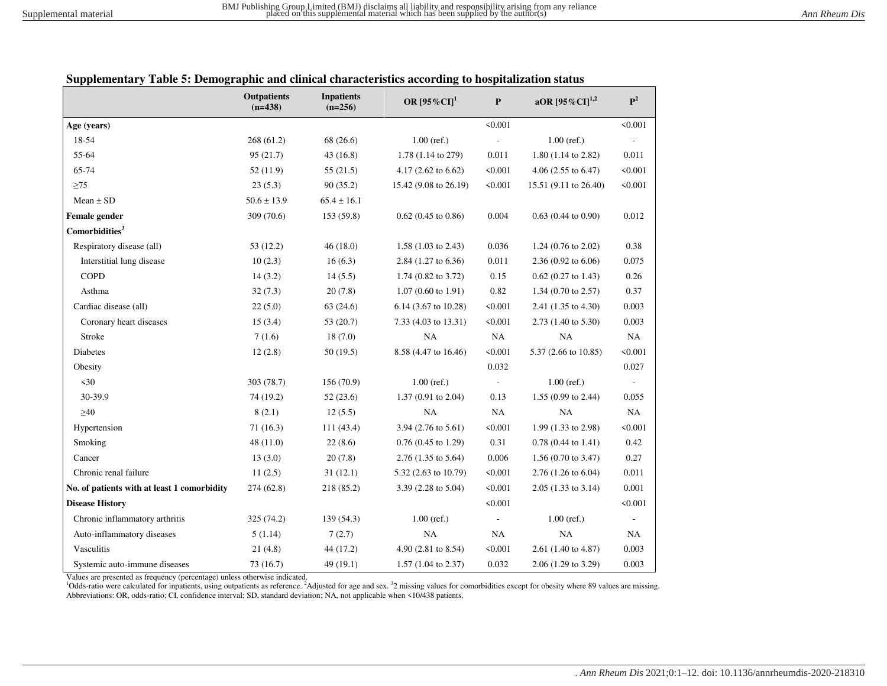## Supplementary Table 5: Demographic and clinical characteristics according to hospitalization status

| | Outpatients (n=438) | Inpatients (n=256) | OR [95%CI][1] | P | aOR [95%CI][1,2] | P[2] |
|---|---|---|---|---|---|---|
| **Age (years)** | | | | <0.001 | | <0.001 |
| 18-54 | 268 (61.2) | 68 (26.6) | 1.00 (ref.) | - | 1.00 (ref.) | - |
| 55-64 | 95 (21.7) | 43 (16.8) | 1.78 (1.14 to 279) | 0.011 | 1.80 (1.14 to 2.82) | 0.011 |
| 65-74 | 52 (11.9) | 55 (21.5) | 4.17 (2.62 to 6.62) | <0.001 | 4.06 (2.55 to 6.47) | <0.001 |
| ≥75 | 23 (5.3) | 90 (35.2) | 15.42 (9.08 to 26.19) | <0.001 | 15.51 (9.11 to 26.40) | <0.001 |
| Mean ± SD | 50.6 ± 13.9 | 65.4 ± 16.1 | | | | |
| **Female gender** | 309 (70.6) | 153 (59.8) | 0.62 (0.45 to 0.86) | 0.004 | 0.63 (0.44 to 0.90) | 0.012 |
| **Comorbidities[3]** | | | | | | |
| Respiratory disease (all) | 53 (12.2) | 46 (18.0) | 1.58 (1.03 to 2.43) | 0.036 | 1.24 (0.76 to 2.02) | 0.38 |
| Interstitial lung disease | 10 (2.3) | 16 (6.3) | 2.84 (1.27 to 6.36) | 0.011 | 2.36 (0.92 to 6.06) | 0.075 |
| COPD | 14 (3.2) | 14 (5.5) | 1.74 (0.82 to 3.72) | 0.15 | 0.62 (0.27 to 1.43) | 0.26 |
| Asthma | 32 (7.3) | 20 (7.8) | 1.07 (0.60 to 1.91) | 0.82 | 1.34 (0.70 to 2.57) | 0.37 |
| Cardiac disease (all) | 22 (5.0) | 63 (24.6) | 6.14 (3.67 to 10.28) | <0.001 | 2.41 (1.35 to 4.30) | 0.003 |
| Coronary heart diseases | 15 (3.4) | 53 (20.7) | 7.33 (4.03 to 13.31) | <0.001 | 2.73 (1.40 to 5.30) | 0.003 |
| Stroke | 7 (1.6) | 18 (7.0) | NA | NA | NA | NA |
| Diabetes | 12 (2.8) | 50 (19.5) | 8.58 (4.47 to 16.46) | <0.001 | 5.37 (2.66 to 10.85) | <0.001 |
| Obesity | | | | 0.032 | | 0.027 |
| <30 | 303 (78.7) | 156 (70.9) | 1.00 (ref.) | - | 1.00 (ref.) | - |
| 30-39.9 | 74 (19.2) | 52 (23.6) | 1.37 (0.91 to 2.04) | 0.13 | 1.55 (0.99 to 2.44) | 0.055 |
| ≥40 | 8 (2.1) | 12 (5.5) | NA | NA | NA | NA |
| Hypertension | 71 (16.3) | 111 (43.4) | 3.94 (2.76 to 5.61) | <0.001 | 1.99 (1.33 to 2.98) | <0.001 |
| Smoking | 48 (11.0) | 22 (8.6) | 0.76 (0.45 to 1.29) | 0.31 | 0.78 (0.44 to 1.41) | 0.42 |
| Cancer | 13 (3.0) | 20 (7.8) | 2.76 (1.35 to 5.64) | 0.006 | 1.56 (0.70 to 3.47) | 0.27 |
| Chronic renal failure | 11 (2.5) | 31 (12.1) | 5.32 (2.63 to 10.79) | <0.001 | 2.76 (1.26 to 6.04) | 0.011 |
| **No. of patients with at least 1 comorbidity** | 274 (62.8) | 218 (85.2) | 3.39 (2.28 to 5.04) | <0.001 | 2.05 (1.33 to 3.14) | 0.001 |
| **Disease History** | | | | <0.001 | | <0.001 |
| Chronic inflammatory arthritis | 325 (74.2) | 139 (54.3) | 1.00 (ref.) | - | 1.00 (ref.) | - |
| Auto-inflammatory diseases | 5 (1.14) | 7 (2.7) | NA | NA | NA | NA |
| Vasculitis | 21 (4.8) | 44 (17.2) | 4.90 (2.81 to 8.54) | <0.001 | 2.61 (1.40 to 4.87) | 0.003 |
| Systemic auto-immune diseases | 73 (16.7) | 49 (19.1) | 1.57 (1.04 to 2.37) | 0.032 | 2.06 (1.29 to 3.29) | 0.003 |

Values are presented as frequency (percentage) unless otherwise indicated.
[1]Odds-ratio were calculated for inpatients, using outpatients as reference. [2]Adjusted for age and sex. [3]2 missing values for comorbidities except for obesity where 89 values are missing.
Abbreviations: OR, odds-ratio; CI, confidence interval; SD, standard deviation; NA, not applicable when <10/438 patients.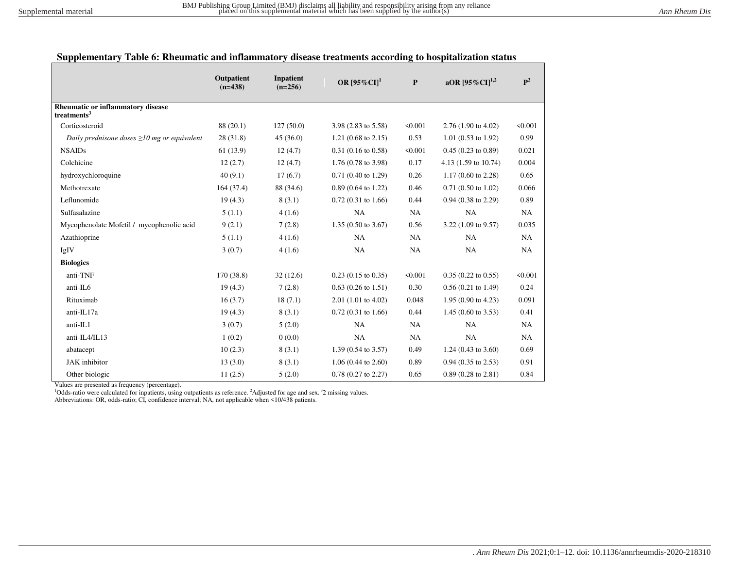**Supplementary Table 6: Rheumatic and inflammatory disease treatments according to hospitalization status**

| | Outpatient (n=438) | Inpatient (n=256) | OR [95%CI][1] | P | aOR [95%CI][1,2] | P[2] |
|---|---|---|---|---|---|---|
| **Rheumatic or inflammatory disease treatments[3]** | | | | | | |
| Corticosteroid | 88 (20.1) | 127 (50.0) | 3.98 (2.83 to 5.58) | <0.001 | 2.76 (1.90 to 4.02) | <0.001 |
| *Daily prednisone doses ≥10 mg or equivalent* | 28 (31.8) | 45 (36.0) | 1.21 (0.68 to 2.15) | 0.53 | 1.01 (0.53 to 1.92) | 0.99 |
| NSAIDs | 61 (13.9) | 12 (4.7) | 0.31 (0.16 to 0.58) | <0.001 | 0.45 (0.23 to 0.89) | 0.021 |
| Colchicine | 12 (2.7) | 12 (4.7) | 1.76 (0.78 to 3.98) | 0.17 | 4.13 (1.59 to 10.74) | 0.004 |
| hydroxychloroquine | 40 (9.1) | 17 (6.7) | 0.71 (0.40 to 1.29) | 0.26 | 1.17 (0.60 to 2.28) | 0.65 |
| Methotrexate | 164 (37.4) | 88 (34.6) | 0.89 (0.64 to 1.22) | 0.46 | 0.71 (0.50 to 1.02) | 0.066 |
| Leflunomide | 19 (4.3) | 8 (3.1) | 0.72 (0.31 to 1.66) | 0.44 | 0.94 (0.38 to 2.29) | 0.89 |
| Sulfasalazine | 5 (1.1) | 4 (1.6) | NA | NA | NA | NA |
| Mycophenolate Mofetil / mycophenolic acid | 9 (2.1) | 7 (2.8) | 1.35 (0.50 to 3.67) | 0.56 | 3.22 (1.09 to 9.57) | 0.035 |
| Azathioprine | 5 (1.1) | 4 (1.6) | NA | NA | NA | NA |
| IgIV | 3 (0.7) | 4 (1.6) | NA | NA | NA | NA |
| **Biologics** | | | | | | |
| anti-TNF | 170 (38.8) | 32 (12.6) | 0.23 (0.15 to 0.35) | <0.001 | 0.35 (0.22 to 0.55) | <0.001 |
| anti-IL6 | 19 (4.3) | 7 (2.8) | 0.63 (0.26 to 1.51) | 0.30 | 0.56 (0.21 to 1.49) | 0.24 |
| Rituximab | 16 (3.7) | 18 (7.1) | 2.01 (1.01 to 4.02) | 0.048 | 1.95 (0.90 to 4.23) | 0.091 |
| anti-IL17a | 19 (4.3) | 8 (3.1) | 0.72 (0.31 to 1.66) | 0.44 | 1.45 (0.60 to 3.53) | 0.41 |
| anti-IL1 | 3 (0.7) | 5 (2.0) | NA | NA | NA | NA |
| anti-IL4/IL13 | 1 (0.2) | 0 (0.0) | NA | NA | NA | NA |
| abatacept | 10 (2.3) | 8 (3.1) | 1.39 (0.54 to 3.57) | 0.49 | 1.24 (0.43 to 3.60) | 0.69 |
| JAK inhibitor | 13 (3.0) | 8 (3.1) | 1.06 (0.44 to 2.60) | 0.89 | 0.94 (0.35 to 2.53) | 0.91 |
| Other biologic | 11 (2.5) | 5 (2.0) | 0.78 (0.27 to 2.27) | 0.65 | 0.89 (0.28 to 2.81) | 0.84 |

Values are presented as frequency (percentage).
[1]Odds-ratio were calculated for inpatients, using outpatients as reference. [2]Adjusted for age and sex. [3]2 missing values.
Abbreviations: OR, odds-ratio; CI, confidence interval; NA, not applicable when <10/438 patients.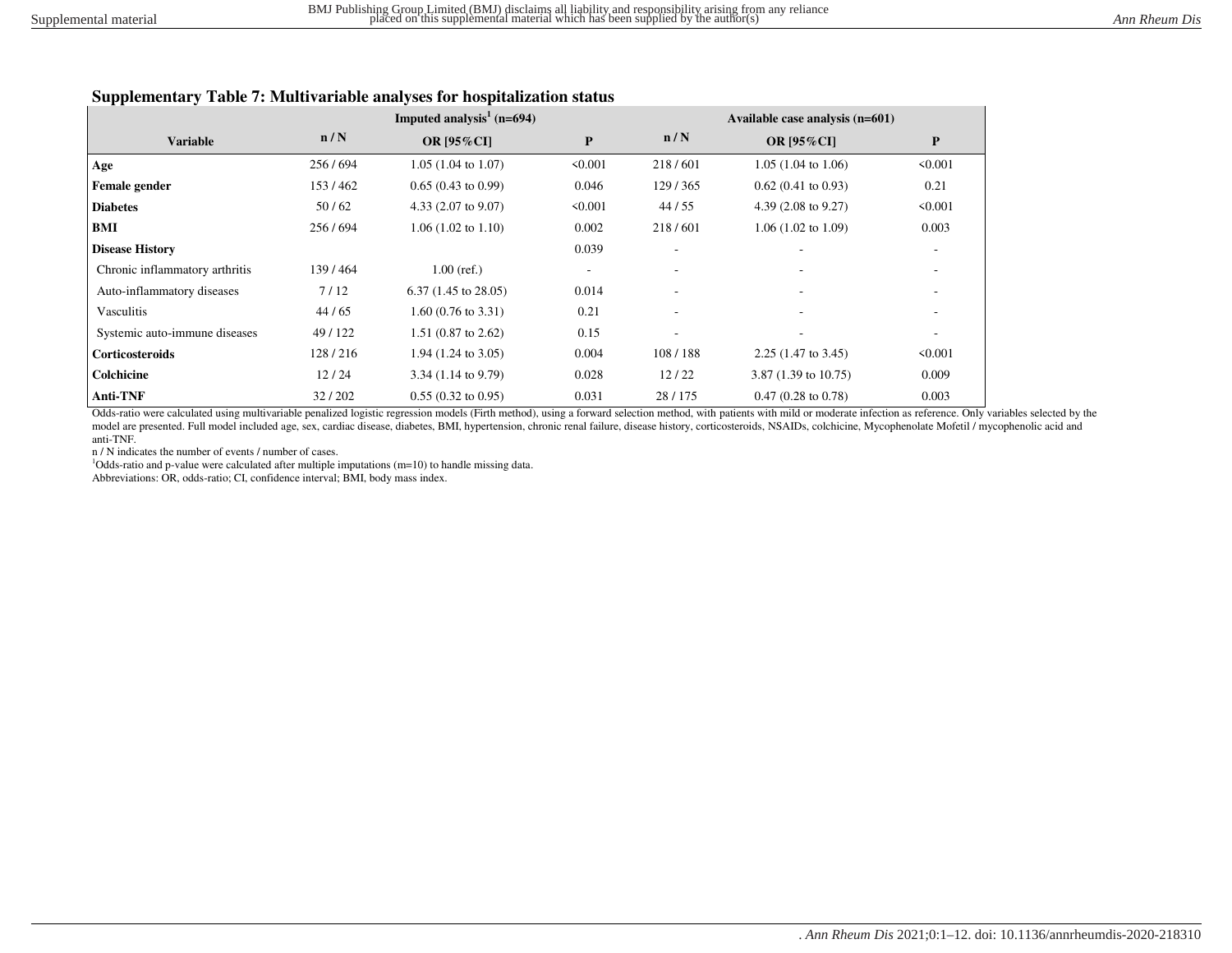### Supplementary Table 7: Multivariable analyses for hospitalization status

| Variable | Imputed analysis[1] (n=694) | | | Available case analysis (n=601) | | |
|---|---|---|---|---|---|---|
| | n / N | OR [95%CI] | P | n / N | OR [95%CI] | P |
| **Age** | 256 / 694 | 1.05 (1.04 to 1.07) | <0.001 | 218 / 601 | 1.05 (1.04 to 1.06) | <0.001 |
| **Female gender** | 153 / 462 | 0.65 (0.43 to 0.99) | 0.046 | 129 / 365 | 0.62 (0.41 to 0.93) | 0.21 |
| **Diabetes** | 50 / 62 | 4.33 (2.07 to 9.07) | <0.001 | 44 / 55 | 4.39 (2.08 to 9.27) | <0.001 |
| **BMI** | 256 / 694 | 1.06 (1.02 to 1.10) | 0.002 | 218 / 601 | 1.06 (1.02 to 1.09) | 0.003 |
| **Disease History** | | | 0.039 | - | - | - |
| Chronic inflammatory arthritis | 139 / 464 | 1.00 (ref.) | - | - | - | - |
| Auto-inflammatory diseases | 7 / 12 | 6.37 (1.45 to 28.05) | 0.014 | - | - | - |
| Vasculitis | 44 / 65 | 1.60 (0.76 to 3.31) | 0.21 | - | - | - |
| Systemic auto-immune diseases | 49 / 122 | 1.51 (0.87 to 2.62) | 0.15 | - | - | - |
| **Corticosteroids** | 128 / 216 | 1.94 (1.24 to 3.05) | 0.004 | 108 / 188 | 2.25 (1.47 to 3.45) | <0.001 |
| **Colchicine** | 12 / 24 | 3.34 (1.14 to 9.79) | 0.028 | 12 / 22 | 3.87 (1.39 to 10.75) | 0.009 |
| **Anti-TNF** | 32 / 202 | 0.55 (0.32 to 0.95) | 0.031 | 28 / 175 | 0.47 (0.28 to 0.78) | 0.003 |

Odds-ratio were calculated using multivariable penalized logistic regression models (Firth method), using a forward selection method, with patients with mild or moderate infection as reference. Only variables selected by the model are presented. Full model included age, sex, cardiac disease, diabetes, BMI, hypertension, chronic renal failure, disease history, corticosteroids, NSAIDs, colchicine, Mycophenolate Mofetil / mycophenolic acid and anti-TNF.

n / N indicates the number of events / number of cases.

[1]Odds-ratio and p-value were calculated after multiple imputations (m=10) to handle missing data.

Abbreviations: OR, odds-ratio; CI, confidence interval; BMI, body mass index.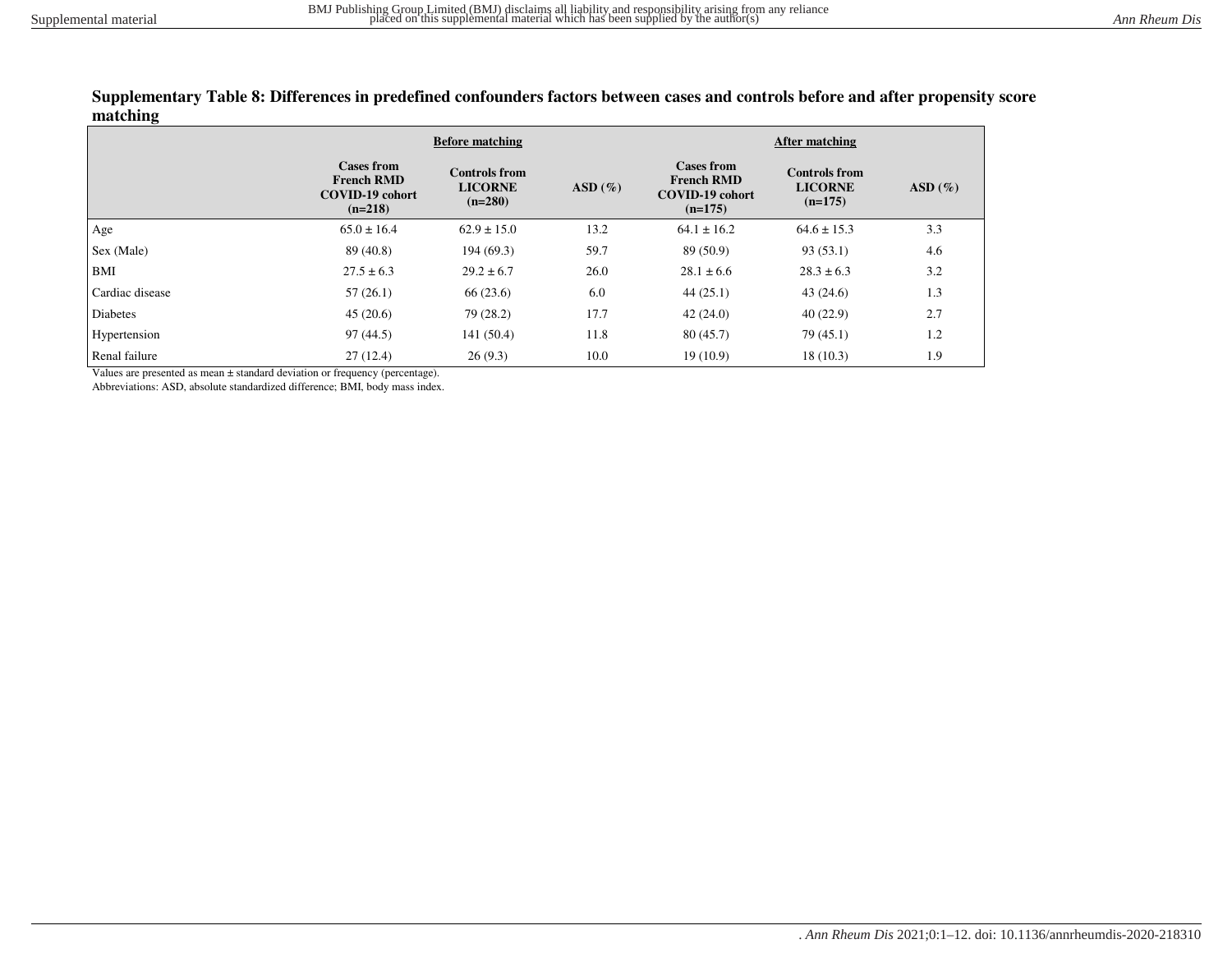**Supplementary Table 8: Differences in predefined confounders factors between cases and controls before and after propensity score matching**

| | Before matching | | | After matching | | |
|---|---|---|---|---|---|---|
| | Cases from French RMD COVID-19 cohort (n=218) | Controls from LICORNE (n=280) | ASD (%) | Cases from French RMD COVID-19 cohort (n=175) | Controls from LICORNE (n=175) | ASD (%) |
| Age | 65.0 ± 16.4 | 62.9 ± 15.0 | 13.2 | 64.1 ± 16.2 | 64.6 ± 15.3 | 3.3 |
| Sex (Male) | 89 (40.8) | 194 (69.3) | 59.7 | 89 (50.9) | 93 (53.1) | 4.6 |
| BMI | 27.5 ± 6.3 | 29.2 ± 6.7 | 26.0 | 28.1 ± 6.6 | 28.3 ± 6.3 | 3.2 |
| Cardiac disease | 57 (26.1) | 66 (23.6) | 6.0 | 44 (25.1) | 43 (24.6) | 1.3 |
| Diabetes | 45 (20.6) | 79 (28.2) | 17.7 | 42 (24.0) | 40 (22.9) | 2.7 |
| Hypertension | 97 (44.5) | 141 (50.4) | 11.8 | 80 (45.7) | 79 (45.1) | 1.2 |
| Renal failure | 27 (12.4) | 26 (9.3) | 10.0 | 19 (10.9) | 18 (10.3) | 1.9 |

Values are presented as mean ± standard deviation or frequency (percentage).
Abbreviations: ASD, absolute standardized difference; BMI, body mass index.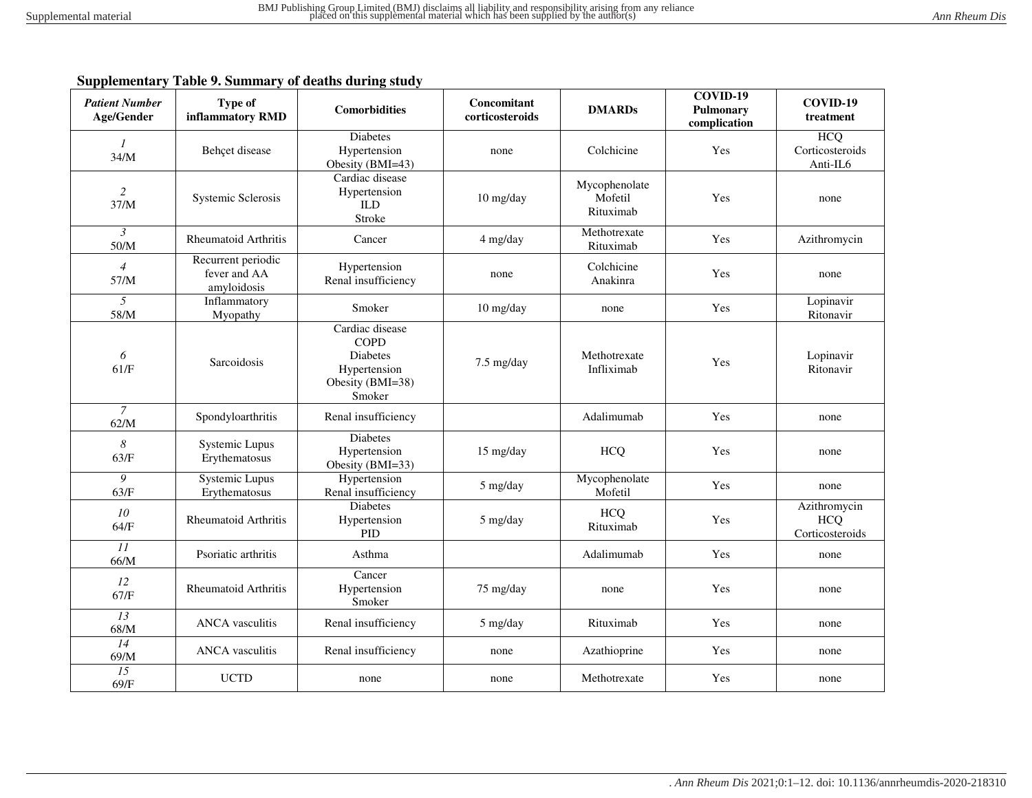**Supplementary Table 9. Summary of deaths during study**

| *Patient Number* Age/Gender | Type of inflammatory RMD | Comorbidities | Concomitant corticosteroids | DMARDs | COVID-19 Pulmonary complication | COVID-19 treatment |
|---|---|---|---|---|---|---|
| *1* 34/M | Behçet disease | Diabetes Hypertension Obesity (BMI=43) | none | Colchicine | Yes | HCQ Corticosteroids Anti-IL6 |
| *2* 37/M | Systemic Sclerosis | Cardiac disease Hypertension ILD Stroke | 10 mg/day | Mycophenolate Mofetil Rituximab | Yes | none |
| *3* 50/M | Rheumatoid Arthritis | Cancer | 4 mg/day | Methotrexate Rituximab | Yes | Azithromycin |
| *4* 57/M | Recurrent periodic fever and AA amyloidosis | Hypertension Renal insufficiency | none | Colchicine Anakinra | Yes | none |
| *5* 58/M | Inflammatory Myopathy | Smoker | 10 mg/day | none | Yes | Lopinavir Ritonavir |
| *6* 61/F | Sarcoidosis | Cardiac disease COPD Diabetes Hypertension Obesity (BMI=38) Smoker | 7.5 mg/day | Methotrexate Infliximab | Yes | Lopinavir Ritonavir |
| *7* 62/M | Spondyloarthritis | Renal insufficiency | | Adalimumab | Yes | none |
| *8* 63/F | Systemic Lupus Erythematosus | Diabetes Hypertension Obesity (BMI=33) | 15 mg/day | HCQ | Yes | none |
| *9* 63/F | Systemic Lupus Erythematosus | Hypertension Renal insufficiency | 5 mg/day | Mycophenolate Mofetil | Yes | none |
| *10* 64/F | Rheumatoid Arthritis | Diabetes Hypertension PID | 5 mg/day | HCQ Rituximab | Yes | Azithromycin HCQ Corticosteroids |
| *11* 66/M | Psoriatic arthritis | Asthma | | Adalimumab | Yes | none |
| *12* 67/F | Rheumatoid Arthritis | Cancer Hypertension Smoker | 75 mg/day | none | Yes | none |
| *13* 68/M | ANCA vasculitis | Renal insufficiency | 5 mg/day | Rituximab | Yes | none |
| *14* 69/M | ANCA vasculitis | Renal insufficiency | none | Azathioprine | Yes | none |
| *15* 69/F | UCTD | none | none | Methotrexate | Yes | none |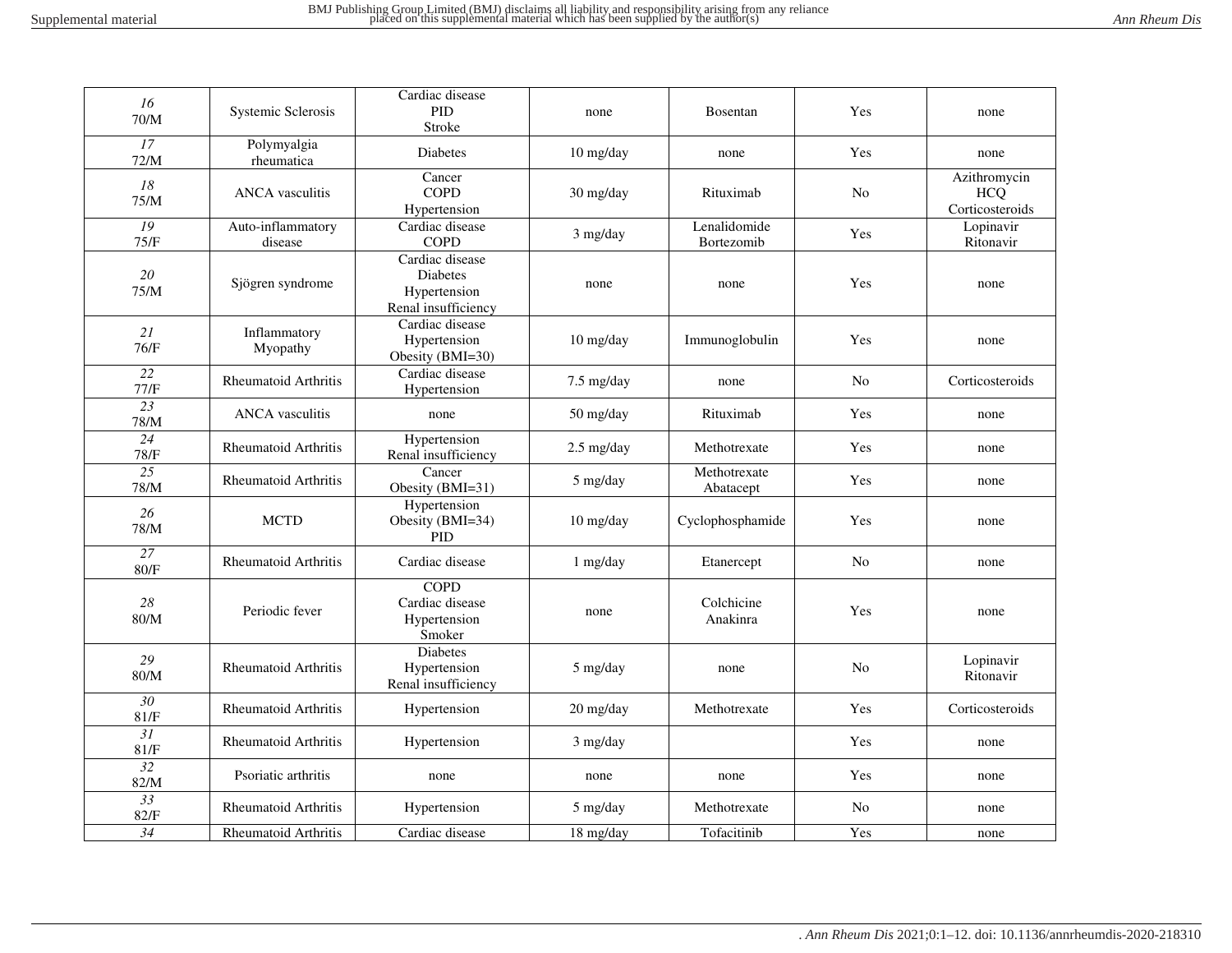| | | | | | | |
|---|---|---|---|---|---|---|
| *16* 70/M | Systemic Sclerosis | Cardiac disease PID Stroke | none | Bosentan | Yes | none |
| *17* 72/M | Polymyalgia rheumatica | Diabetes | 10 mg/day | none | Yes | none |
| *18* 75/M | ANCA vasculitis | Cancer COPD Hypertension | 30 mg/day | Rituximab | No | Azithromycin HCQ Corticosteroids |
| *19* 75/F | Auto-inflammatory disease | Cardiac disease COPD | 3 mg/day | Lenalidomide Bortezomib | Yes | Lopinavir Ritonavir |
| *20* 75/M | Sjögren syndrome | Cardiac disease Diabetes Hypertension Renal insufficiency | none | none | Yes | none |
| *21* 76/F | Inflammatory Myopathy | Cardiac disease Hypertension Obesity (BMI=30) | 10 mg/day | Immunoglobulin | Yes | none |
| *22* 77/F | Rheumatoid Arthritis | Cardiac disease Hypertension | 7.5 mg/day | none | No | Corticosteroids |
| *23* 78/M | ANCA vasculitis | none | 50 mg/day | Rituximab | Yes | none |
| *24* 78/F | Rheumatoid Arthritis | Hypertension Renal insufficiency | 2.5 mg/day | Methotrexate | Yes | none |
| *25* 78/M | Rheumatoid Arthritis | Cancer Obesity (BMI=31) | 5 mg/day | Methotrexate Abatacept | Yes | none |
| *26* 78/M | MCTD | Hypertension Obesity (BMI=34) PID | 10 mg/day | Cyclophosphamide | Yes | none |
| *27* 80/F | Rheumatoid Arthritis | Cardiac disease | 1 mg/day | Etanercept | No | none |
| *28* 80/M | Periodic fever | COPD Cardiac disease Hypertension Smoker | none | Colchicine Anakinra | Yes | none |
| *29* 80/M | Rheumatoid Arthritis | Diabetes Hypertension Renal insufficiency | 5 mg/day | none | No | Lopinavir Ritonavir |
| *30* 81/F | Rheumatoid Arthritis | Hypertension | 20 mg/day | Methotrexate | Yes | Corticosteroids |
| *31* 81/F | Rheumatoid Arthritis | Hypertension | 3 mg/day | | Yes | none |
| *32* 82/M | Psoriatic arthritis | none | none | none | Yes | none |
| *33* 82/F | Rheumatoid Arthritis | Hypertension | 5 mg/day | Methotrexate | No | none |
| *34* | Rheumatoid Arthritis | Cardiac disease | 18 mg/day | Tofacitinib | Yes | none |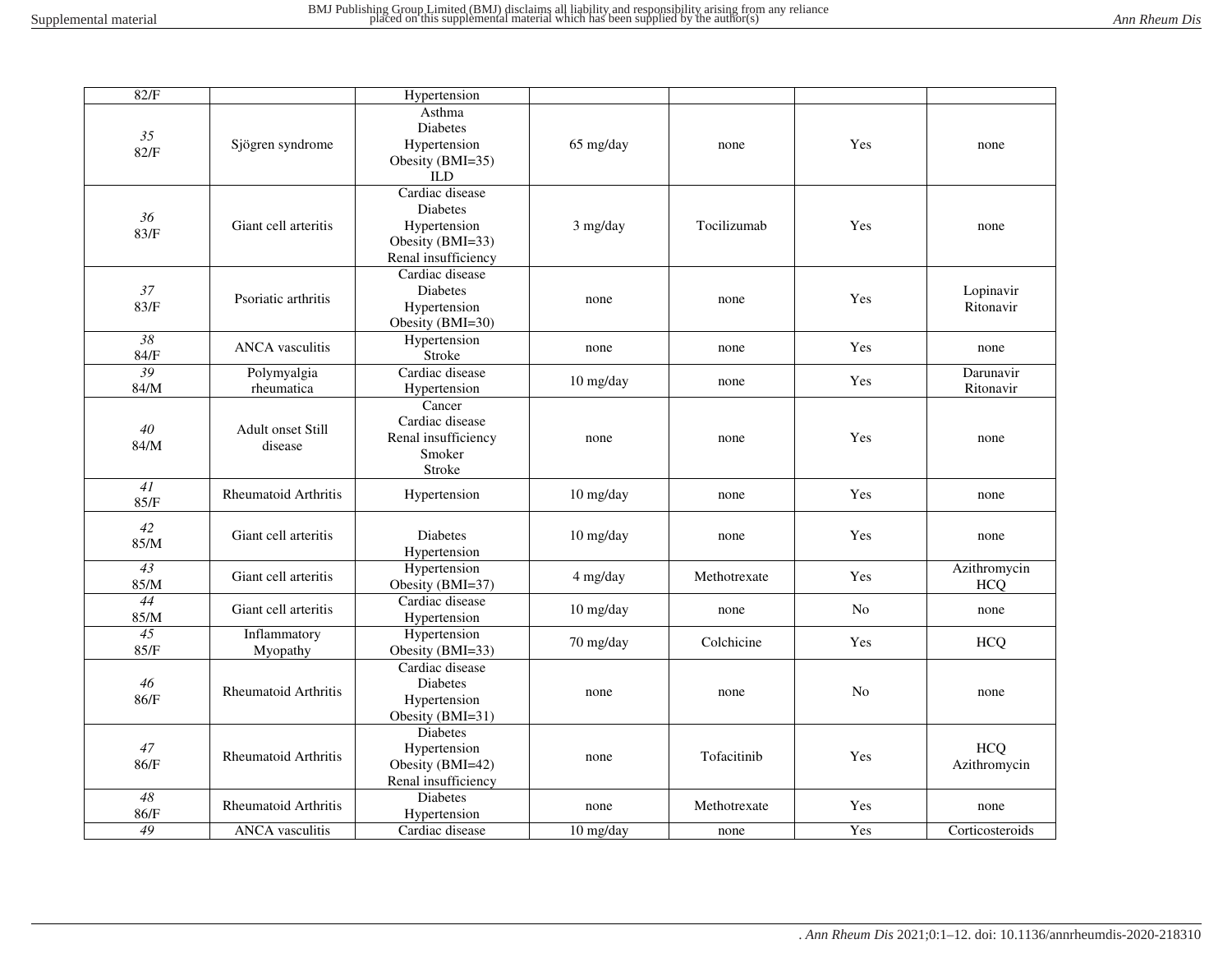| 82/F | | Hypertension | | | | |
|---|---|---|---|---|---|---|
| *35* 82/F | Sjögren syndrome | Asthma Diabetes Hypertension Obesity (BMI=35) ILD | 65 mg/day | none | Yes | none |
| *36* 83/F | Giant cell arteritis | Cardiac disease Diabetes Hypertension Obesity (BMI=33) Renal insufficiency | 3 mg/day | Tocilizumab | Yes | none |
| *37* 83/F | Psoriatic arthritis | Cardiac disease Diabetes Hypertension Obesity (BMI=30) | none | none | Yes | Lopinavir Ritonavir |
| *38* 84/F | ANCA vasculitis | Hypertension Stroke | none | none | Yes | none |
| *39* 84/M | Polymyalgia rheumatica | Cardiac disease Hypertension | 10 mg/day | none | Yes | Darunavir Ritonavir |
| *40* 84/M | Adult onset Still disease | Cancer Cardiac disease Renal insufficiency Smoker Stroke | none | none | Yes | none |
| *41* 85/F | Rheumatoid Arthritis | Hypertension | 10 mg/day | none | Yes | none |
| *42* 85/M | Giant cell arteritis | Diabetes Hypertension | 10 mg/day | none | Yes | none |
| *43* 85/M | Giant cell arteritis | Hypertension Obesity (BMI=37) | 4 mg/day | Methotrexate | Yes | Azithromycin HCQ |
| *44* 85/M | Giant cell arteritis | Cardiac disease Hypertension | 10 mg/day | none | No | none |
| *45* 85/F | Inflammatory Myopathy | Hypertension Obesity (BMI=33) | 70 mg/day | Colchicine | Yes | HCQ |
| *46* 86/F | Rheumatoid Arthritis | Cardiac disease Diabetes Hypertension Obesity (BMI=31) | none | none | No | none |
| *47* 86/F | Rheumatoid Arthritis | Diabetes Hypertension Obesity (BMI=42) Renal insufficiency | none | Tofacitinib | Yes | HCQ Azithromycin |
| *48* 86/F | Rheumatoid Arthritis | Diabetes Hypertension | none | Methotrexate | Yes | none |
| *49* | ANCA vasculitis | Cardiac disease | 10 mg/day | none | Yes | Corticosteroids |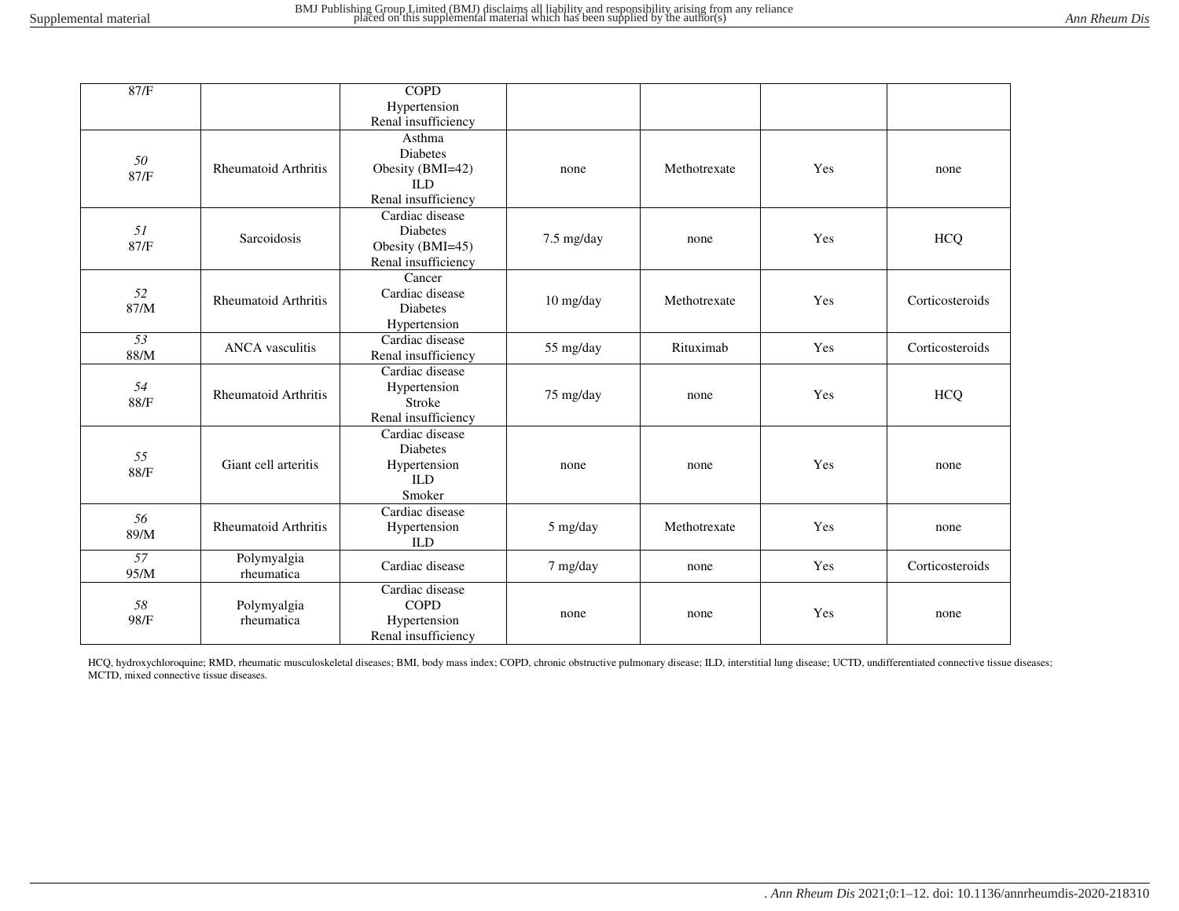| | | | | | | |
|---|---|---|---|---|---|---|
| 87/F | | COPD<br>Hypertension<br>Renal insufficiency | | | | |
| *50*<br>87/F | Rheumatoid Arthritis | Asthma<br>Diabetes<br>Obesity (BMI=42)<br>ILD<br>Renal insufficiency | none | Methotrexate | Yes | none |
| *51*<br>87/F | Sarcoidosis | Cardiac disease<br>Diabetes<br>Obesity (BMI=45)<br>Renal insufficiency | 7.5 mg/day | none | Yes | HCQ |
| *52*<br>87/M | Rheumatoid Arthritis | Cancer<br>Cardiac disease<br>Diabetes<br>Hypertension | 10 mg/day | Methotrexate | Yes | Corticosteroids |
| *53*<br>88/M | ANCA vasculitis | Cardiac disease<br>Renal insufficiency | 55 mg/day | Rituximab | Yes | Corticosteroids |
| *54*<br>88/F | Rheumatoid Arthritis | Cardiac disease<br>Hypertension<br>Stroke<br>Renal insufficiency | 75 mg/day | none | Yes | HCQ |
| *55*<br>88/F | Giant cell arteritis | Cardiac disease<br>Diabetes<br>Hypertension<br>ILD<br>Smoker | none | none | Yes | none |
| *56*<br>89/M | Rheumatoid Arthritis | Cardiac disease<br>Hypertension<br>ILD | 5 mg/day | Methotrexate | Yes | none |
| *57*<br>95/M | Polymyalgia rheumatica | Cardiac disease | 7 mg/day | none | Yes | Corticosteroids |
| *58*<br>98/F | Polymyalgia rheumatica | Cardiac disease<br>COPD<br>Hypertension<br>Renal insufficiency | none | none | Yes | none |

HCQ, hydroxychloroquine; RMD, rheumatic musculoskeletal diseases; BMI, body mass index; COPD, chronic obstructive pulmonary disease; ILD, interstitial lung disease; UCTD, undifferentiated connective tissue diseases; MCTD, mixed connective tissue diseases.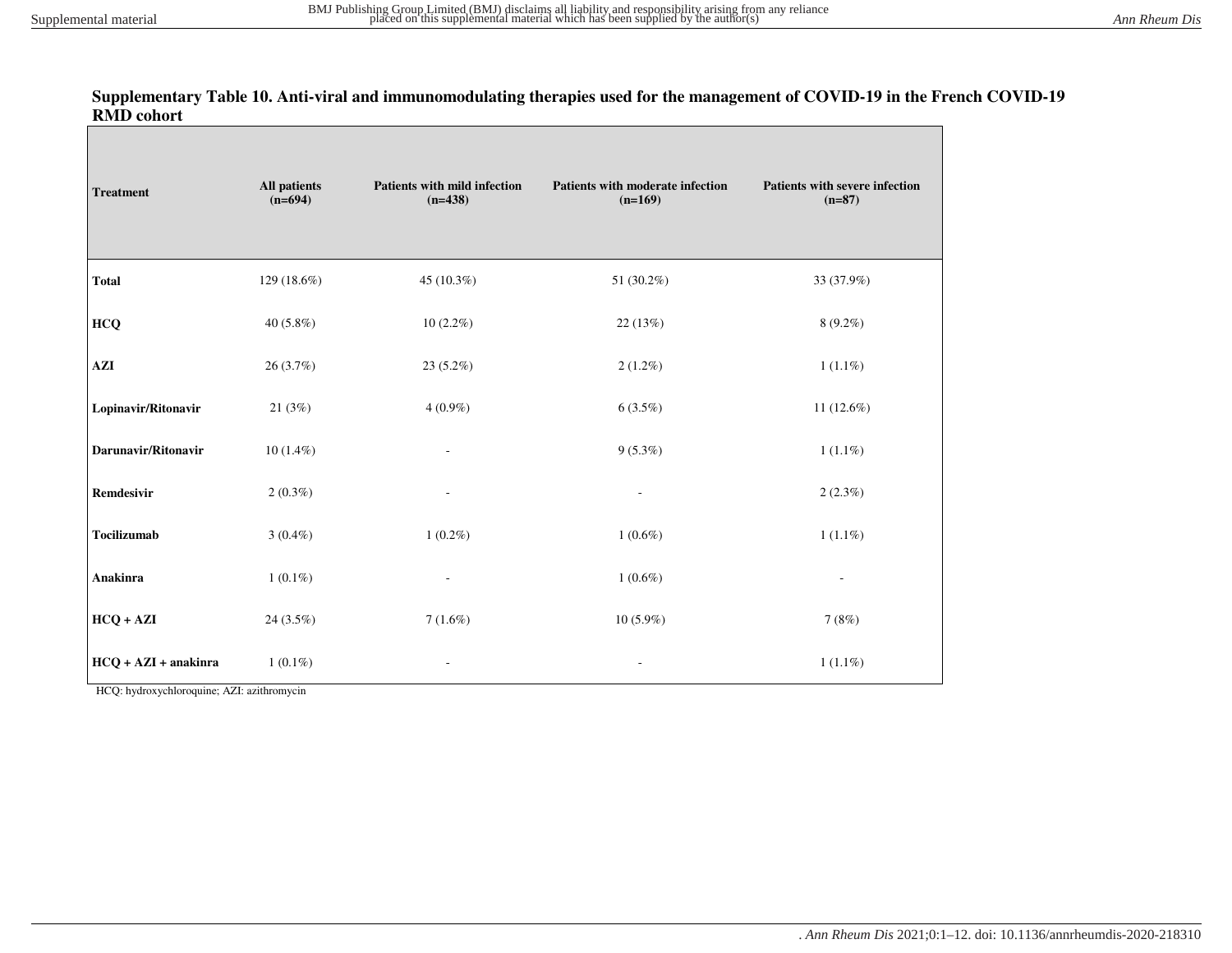**Supplementary Table 10. Anti-viral and immunomodulating therapies used for the management of COVID-19 in the French COVID-19 RMD cohort**

| Treatment | All patients (n=694) | Patients with mild infection (n=438) | Patients with moderate infection (n=169) | Patients with severe infection (n=87) |
|---|---|---|---|---|
| **Total** | 129 (18.6%) | 45 (10.3%) | 51 (30.2%) | 33 (37.9%) |
| **HCQ** | 40 (5.8%) | 10 (2.2%) | 22 (13%) | 8 (9.2%) |
| **AZI** | 26 (3.7%) | 23 (5.2%) | 2 (1.2%) | 1 (1.1%) |
| **Lopinavir/Ritonavir** | 21 (3%) | 4 (0.9%) | 6 (3.5%) | 11 (12.6%) |
| **Darunavir/Ritonavir** | 10 (1.4%) | - | 9 (5.3%) | 1 (1.1%) |
| **Remdesivir** | 2 (0.3%) | - | - | 2 (2.3%) |
| **Tocilizumab** | 3 (0.4%) | 1 (0.2%) | 1 (0.6%) | 1 (1.1%) |
| **Anakinra** | 1 (0.1%) | - | 1 (0.6%) | - |
| **HCQ + AZI** | 24 (3.5%) | 7 (1.6%) | 10 (5.9%) | 7 (8%) |
| **HCQ + AZI + anakinra** | 1 (0.1%) | - | - | 1 (1.1%) |

HCQ: hydroxychloroquine; AZI: azithromycin